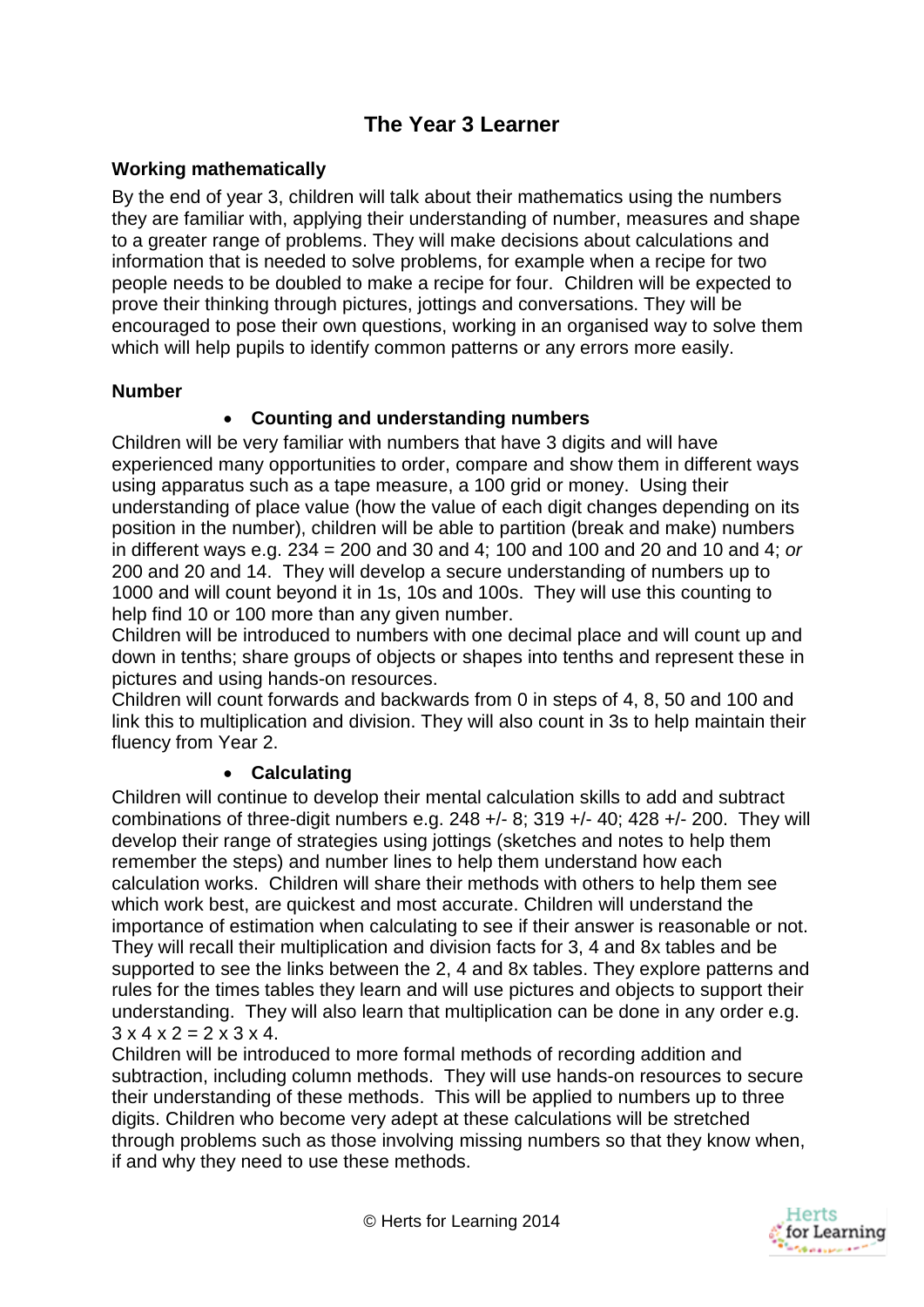# The Year 3 Learner

**Working mathematically**

By the end of year 3, children will talk about their mathematics using the numbers they are familiar with, applying their understanding of number, measures and shape to a greater range of problems. They will make decisions about calculations and information that is needed to solve problems, for example when a recipe for two people needs to be doubled to make a recipe for four. Children will be expected to prove their thinking through pictures, jottings and conversations. They will be encouraged to pose their own questions, working in an organised way to solve them which will help pupils to identify common patterns or any errors more easily.

**Number**

- **Counting and understanding numbers**

Children will be very familiar with numbers that have 3 digits and will have experienced many opportunities to order, compare and show them in different ways using apparatus such as a tape measure, a 100 grid or money. Using their understanding of place value (how the value of each digit changes depending on its position in the number), children will be able to partition (break and make) numbers in different ways e.g. 234 = 200 and 30 and 4; 100 and 100 and 20 and 10 and 4; *or* 200 and 20 and 14. They will develop a secure understanding of numbers up to 1000 and will count beyond it in 1s, 10s and 100s. They will use this counting to help find 10 or 100 more than any given number.
Children will be introduced to numbers with one decimal place and will count up and down in tenths; share groups of objects or shapes into tenths and represent these in pictures and using hands-on resources.
Children will count forwards and backwards from 0 in steps of 4, 8, 50 and 100 and link this to multiplication and division. They will also count in 3s to help maintain their fluency from Year 2.

- **Calculating**

Children will continue to develop their mental calculation skills to add and subtract combinations of three-digit numbers e.g. 248 +/- 8; 319 +/- 40; 428 +/- 200. They will develop their range of strategies using jottings (sketches and notes to help them remember the steps) and number lines to help them understand how each calculation works. Children will share their methods with others to help them see which work best, are quickest and most accurate. Children will understand the importance of estimation when calculating to see if their answer is reasonable or not. They will recall their multiplication and division facts for 3, 4 and 8x tables and be supported to see the links between the 2, 4 and 8x tables. They explore patterns and rules for the times tables they learn and will use pictures and objects to support their understanding. They will also learn that multiplication can be done in any order e.g. $3 \times 4 \times 2 = 2 \times 3 \times 4$.
Children will be introduced to more formal methods of recording addition and subtraction, including column methods. They will use hands-on resources to secure their understanding of these methods. This will be applied to numbers up to three digits. Children who become very adept at these calculations will be stretched through problems such as those involving missing numbers so that they know when, if and why they need to use these methods.

© Herts for Learning 2014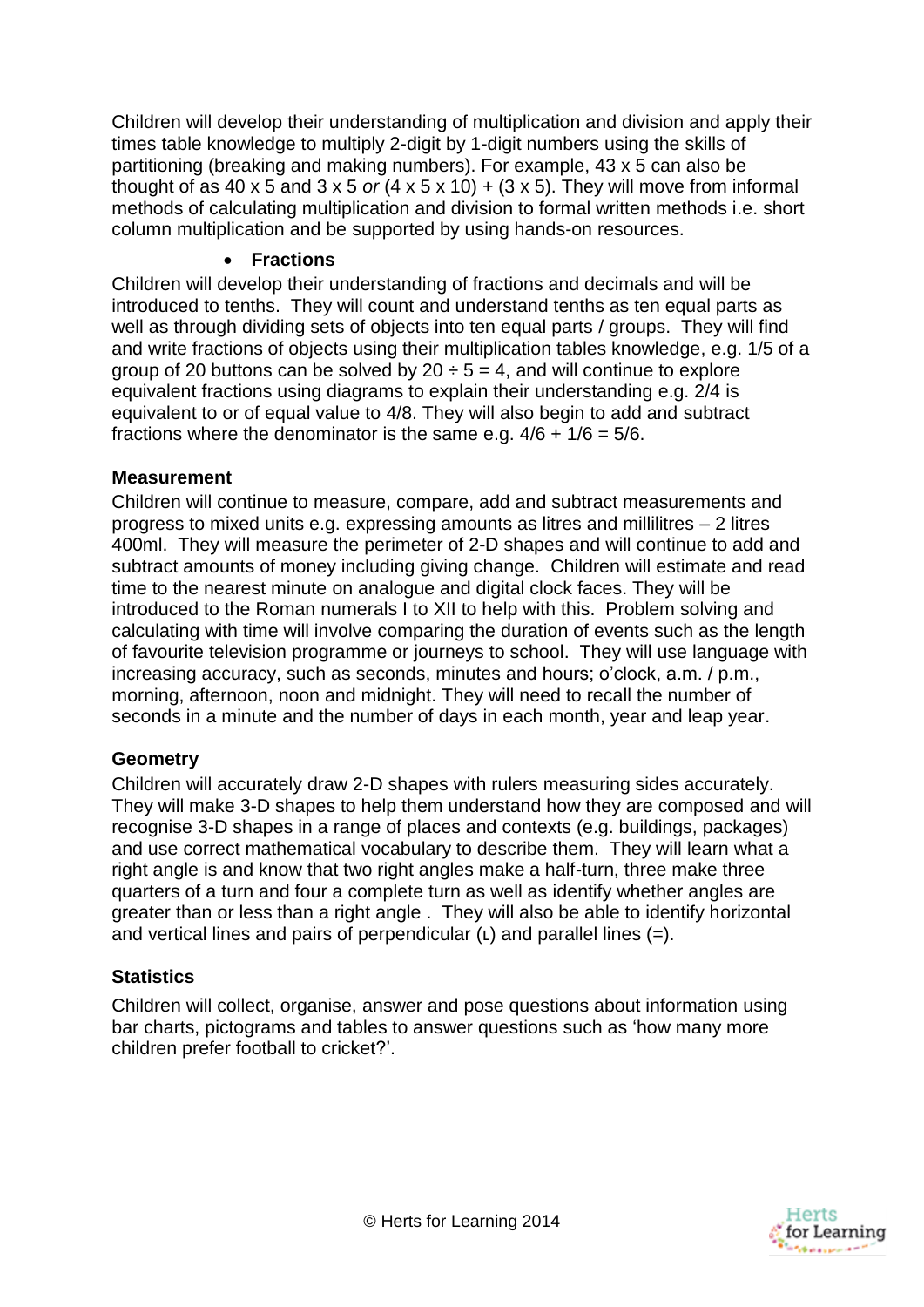Children will develop their understanding of multiplication and division and apply their times table knowledge to multiply 2-digit by 1-digit numbers using the skills of partitioning (breaking and making numbers). For example, 43 x 5 can also be thought of as 40 x 5 and 3 x 5 *or* (4 x 5 x 10) + (3 x 5). They will move from informal methods of calculating multiplication and division to formal written methods i.e. short column multiplication and be supported by using hands-on resources.

- **Fractions**

Children will develop their understanding of fractions and decimals and will be introduced to tenths. They will count and understand tenths as ten equal parts as well as through dividing sets of objects into ten equal parts / groups. They will find and write fractions of objects using their multiplication tables knowledge, e.g. 1/5 of a group of 20 buttons can be solved by 20 ÷ 5 = 4, and will continue to explore equivalent fractions using diagrams to explain their understanding e.g. 2/4 is equivalent to or of equal value to 4/8. They will also begin to add and subtract fractions where the denominator is the same e.g. 4/6 + 1/6 = 5/6.

**Measurement**

Children will continue to measure, compare, add and subtract measurements and progress to mixed units e.g. expressing amounts as litres and millilitres – 2 litres 400ml. They will measure the perimeter of 2-D shapes and will continue to add and subtract amounts of money including giving change. Children will estimate and read time to the nearest minute on analogue and digital clock faces. They will be introduced to the Roman numerals I to XII to help with this. Problem solving and calculating with time will involve comparing the duration of events such as the length of favourite television programme or journeys to school. They will use language with increasing accuracy, such as seconds, minutes and hours; o'clock, a.m. / p.m., morning, afternoon, noon and midnight. They will need to recall the number of seconds in a minute and the number of days in each month, year and leap year.

**Geometry**

Children will accurately draw 2-D shapes with rulers measuring sides accurately. They will make 3-D shapes to help them understand how they are composed and will recognise 3-D shapes in a range of places and contexts (e.g. buildings, packages) and use correct mathematical vocabulary to describe them. They will learn what a right angle is and know that two right angles make a half-turn, three make three quarters of a turn and four a complete turn as well as identify whether angles are greater than or less than a right angle . They will also be able to identify horizontal and vertical lines and pairs of perpendicular (ʟ) and parallel lines (=).

**Statistics**

Children will collect, organise, answer and pose questions about information using bar charts, pictograms and tables to answer questions such as 'how many more children prefer football to cricket?'.

© Herts for Learning 2014